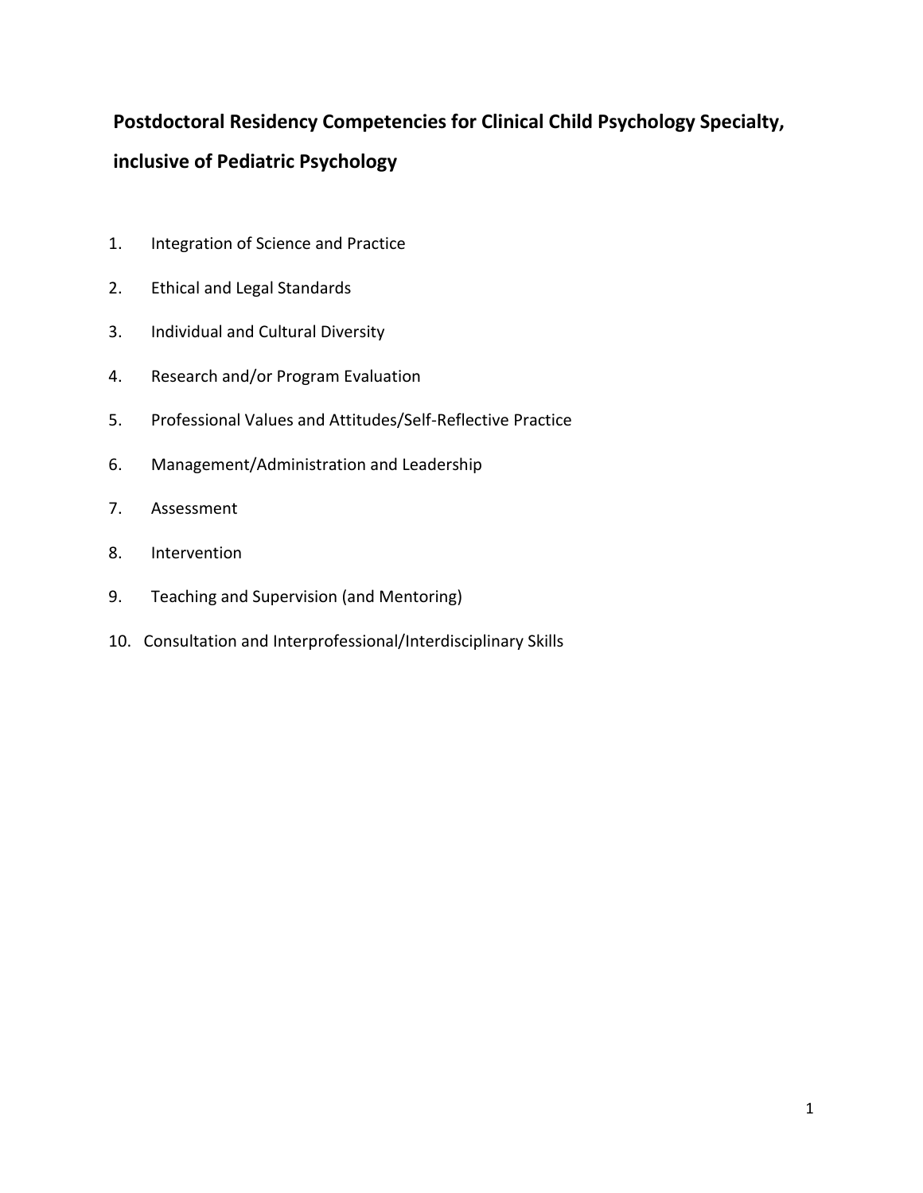# Postdoctoral Residency Competencies for Clinical Child Psychology Specialty, inclusive of Pediatric Psychology

1. Integration of Science and Practice
2. Ethical and Legal Standards
3. Individual and Cultural Diversity
4. Research and/or Program Evaluation
5. Professional Values and Attitudes/Self-Reflective Practice
6. Management/Administration and Leadership
7. Assessment
8. Intervention
9. Teaching and Supervision (and Mentoring)
10. Consultation and Interprofessional/Interdisciplinary Skills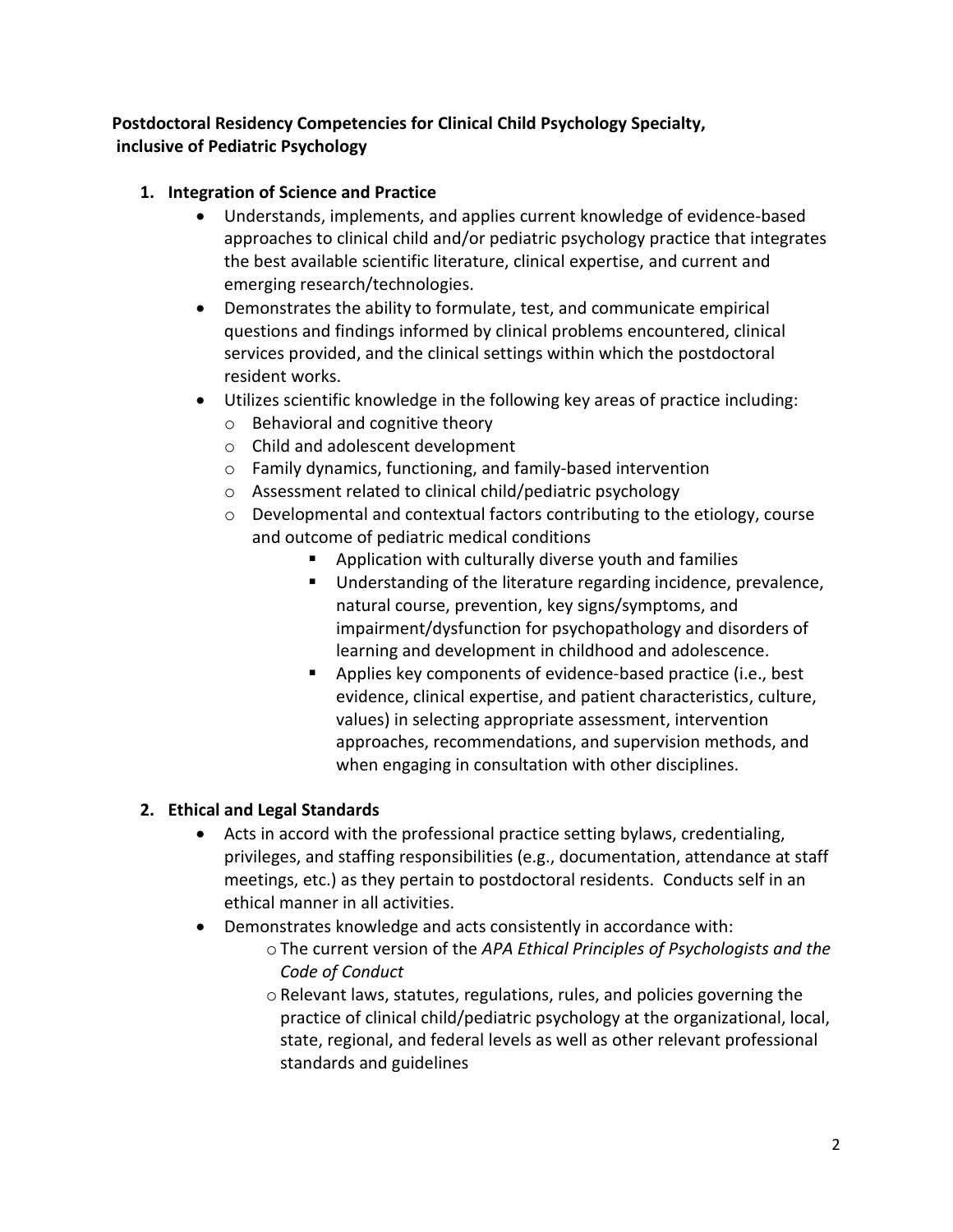**Postdoctoral Residency Competencies for Clinical Child Psychology Specialty, inclusive of Pediatric Psychology**

1. **Integration of Science and Practice**
   - Understands, implements, and applies current knowledge of evidence-based approaches to clinical child and/or pediatric psychology practice that integrates the best available scientific literature, clinical expertise, and current and emerging research/technologies.
   - Demonstrates the ability to formulate, test, and communicate empirical questions and findings informed by clinical problems encountered, clinical services provided, and the clinical settings within which the postdoctoral resident works.
   - Utilizes scientific knowledge in the following key areas of practice including:
     - Behavioral and cognitive theory
     - Child and adolescent development
     - Family dynamics, functioning, and family-based intervention
     - Assessment related to clinical child/pediatric psychology
     - Developmental and contextual factors contributing to the etiology, course and outcome of pediatric medical conditions
       - Application with culturally diverse youth and families
       - Understanding of the literature regarding incidence, prevalence, natural course, prevention, key signs/symptoms, and impairment/dysfunction for psychopathology and disorders of learning and development in childhood and adolescence.
       - Applies key components of evidence-based practice (i.e., best evidence, clinical expertise, and patient characteristics, culture, values) in selecting appropriate assessment, intervention approaches, recommendations, and supervision methods, and when engaging in consultation with other disciplines.

2. **Ethical and Legal Standards**
   - Acts in accord with the professional practice setting bylaws, credentialing, privileges, and staffing responsibilities (e.g., documentation, attendance at staff meetings, etc.) as they pertain to postdoctoral residents. Conducts self in an ethical manner in all activities.
   - Demonstrates knowledge and acts consistently in accordance with:
     - The current version of the *APA Ethical Principles of Psychologists and the Code of Conduct*
     - Relevant laws, statutes, regulations, rules, and policies governing the practice of clinical child/pediatric psychology at the organizational, local, state, regional, and federal levels as well as other relevant professional standards and guidelines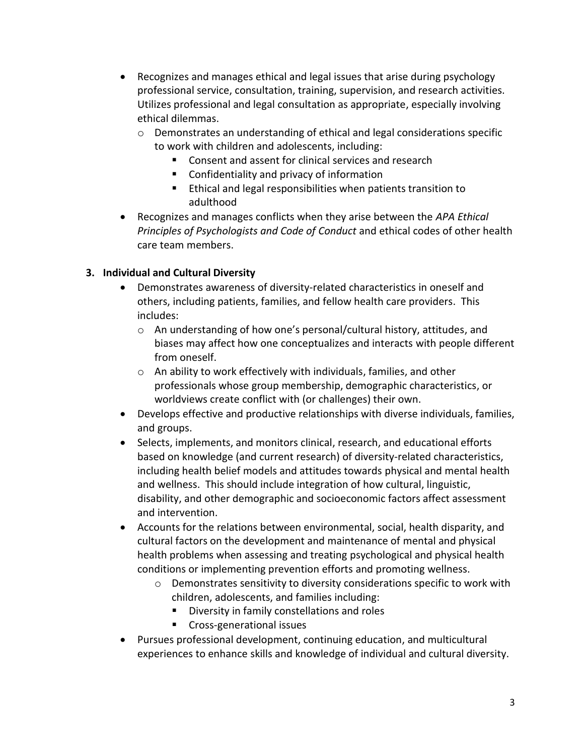- Recognizes and manages ethical and legal issues that arise during psychology professional service, consultation, training, supervision, and research activities. Utilizes professional and legal consultation as appropriate, especially involving ethical dilemmas.
  - Demonstrates an understanding of ethical and legal considerations specific to work with children and adolescents, including:
    - Consent and assent for clinical services and research
    - Confidentiality and privacy of information
    - Ethical and legal responsibilities when patients transition to adulthood
- Recognizes and manages conflicts when they arise between the *APA Ethical Principles of Psychologists and Code of Conduct* and ethical codes of other health care team members.

**3. Individual and Cultural Diversity**

- Demonstrates awareness of diversity-related characteristics in oneself and others, including patients, families, and fellow health care providers. This includes:
  - An understanding of how one's personal/cultural history, attitudes, and biases may affect how one conceptualizes and interacts with people different from oneself.
  - An ability to work effectively with individuals, families, and other professionals whose group membership, demographic characteristics, or worldviews create conflict with (or challenges) their own.
- Develops effective and productive relationships with diverse individuals, families, and groups.
- Selects, implements, and monitors clinical, research, and educational efforts based on knowledge (and current research) of diversity-related characteristics, including health belief models and attitudes towards physical and mental health and wellness. This should include integration of how cultural, linguistic, disability, and other demographic and socioeconomic factors affect assessment and intervention.
- Accounts for the relations between environmental, social, health disparity, and cultural factors on the development and maintenance of mental and physical health problems when assessing and treating psychological and physical health conditions or implementing prevention efforts and promoting wellness.
  - Demonstrates sensitivity to diversity considerations specific to work with children, adolescents, and families including:
    - Diversity in family constellations and roles
    - Cross-generational issues
- Pursues professional development, continuing education, and multicultural experiences to enhance skills and knowledge of individual and cultural diversity.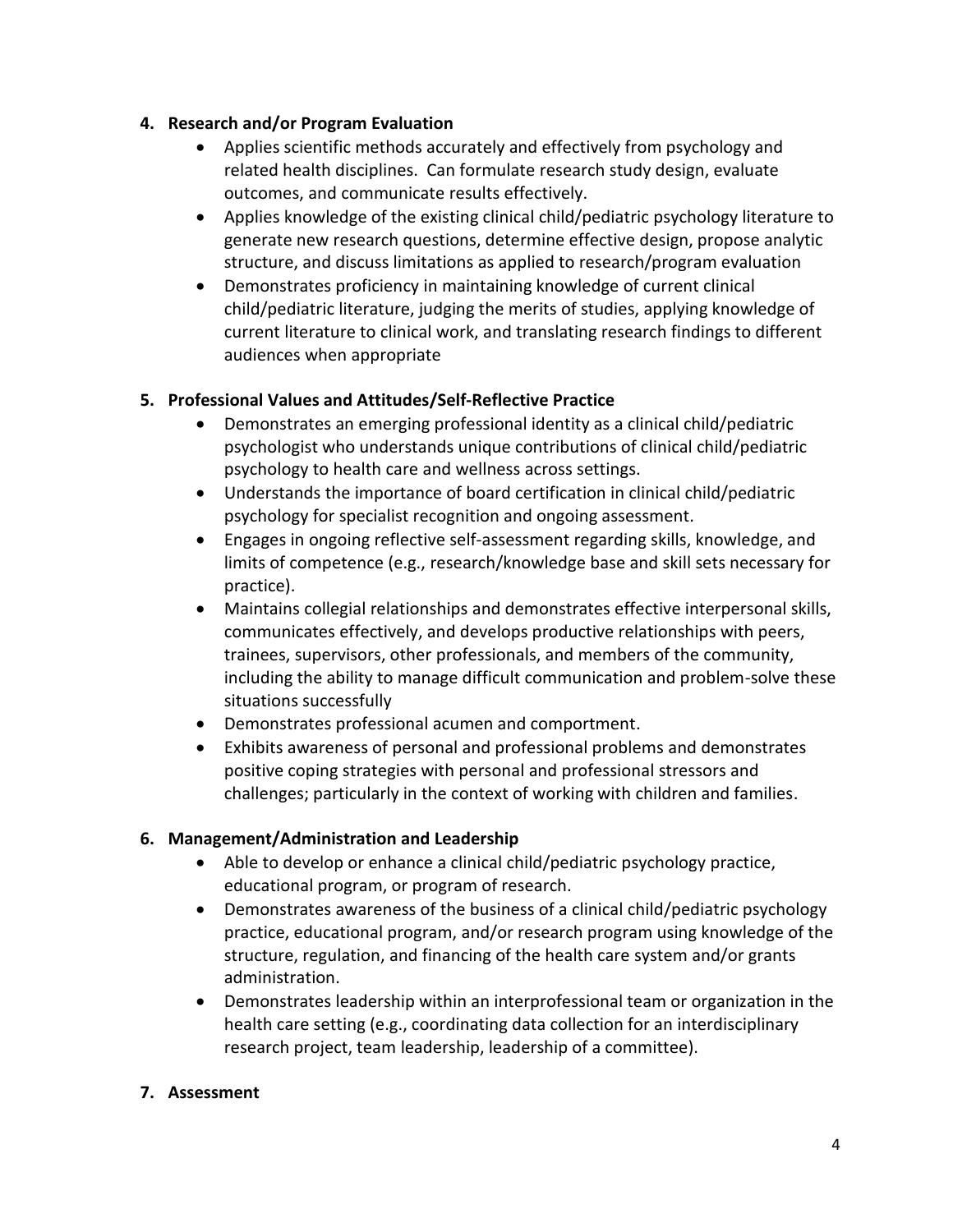**4. Research and/or Program Evaluation**

- Applies scientific methods accurately and effectively from psychology and related health disciplines. Can formulate research study design, evaluate outcomes, and communicate results effectively.
- Applies knowledge of the existing clinical child/pediatric psychology literature to generate new research questions, determine effective design, propose analytic structure, and discuss limitations as applied to research/program evaluation
- Demonstrates proficiency in maintaining knowledge of current clinical child/pediatric literature, judging the merits of studies, applying knowledge of current literature to clinical work, and translating research findings to different audiences when appropriate

**5. Professional Values and Attitudes/Self-Reflective Practice**

- Demonstrates an emerging professional identity as a clinical child/pediatric psychologist who understands unique contributions of clinical child/pediatric psychology to health care and wellness across settings.
- Understands the importance of board certification in clinical child/pediatric psychology for specialist recognition and ongoing assessment.
- Engages in ongoing reflective self-assessment regarding skills, knowledge, and limits of competence (e.g., research/knowledge base and skill sets necessary for practice).
- Maintains collegial relationships and demonstrates effective interpersonal skills, communicates effectively, and develops productive relationships with peers, trainees, supervisors, other professionals, and members of the community, including the ability to manage difficult communication and problem-solve these situations successfully
- Demonstrates professional acumen and comportment.
- Exhibits awareness of personal and professional problems and demonstrates positive coping strategies with personal and professional stressors and challenges; particularly in the context of working with children and families.

**6. Management/Administration and Leadership**

- Able to develop or enhance a clinical child/pediatric psychology practice, educational program, or program of research.
- Demonstrates awareness of the business of a clinical child/pediatric psychology practice, educational program, and/or research program using knowledge of the structure, regulation, and financing of the health care system and/or grants administration.
- Demonstrates leadership within an interprofessional team or organization in the health care setting (e.g., coordinating data collection for an interdisciplinary research project, team leadership, leadership of a committee).

**7. Assessment**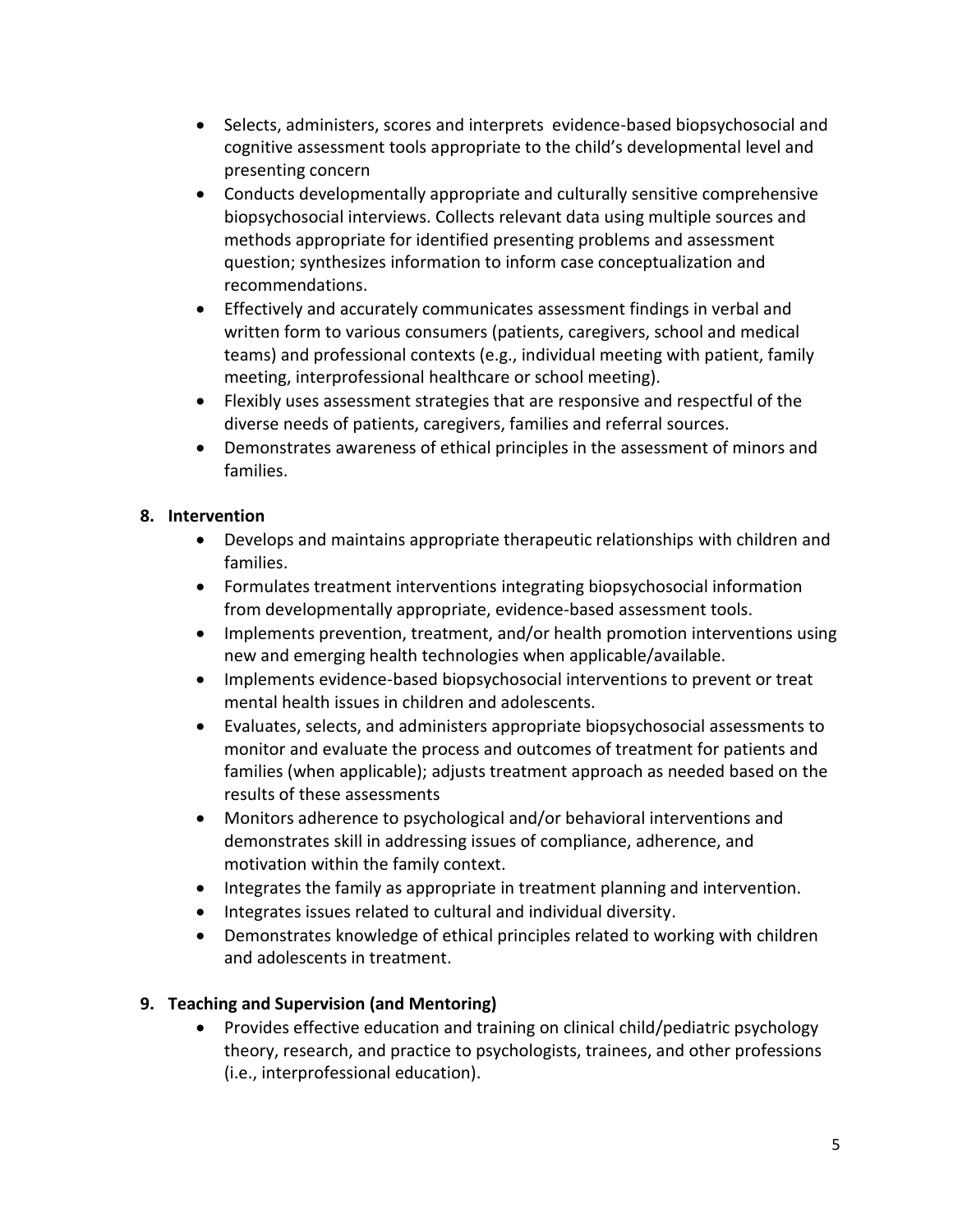- Selects, administers, scores and interprets evidence-based biopsychosocial and cognitive assessment tools appropriate to the child's developmental level and presenting concern
- Conducts developmentally appropriate and culturally sensitive comprehensive biopsychosocial interviews. Collects relevant data using multiple sources and methods appropriate for identified presenting problems and assessment question; synthesizes information to inform case conceptualization and recommendations.
- Effectively and accurately communicates assessment findings in verbal and written form to various consumers (patients, caregivers, school and medical teams) and professional contexts (e.g., individual meeting with patient, family meeting, interprofessional healthcare or school meeting).
- Flexibly uses assessment strategies that are responsive and respectful of the diverse needs of patients, caregivers, families and referral sources.
- Demonstrates awareness of ethical principles in the assessment of minors and families.

**8. Intervention**

- Develops and maintains appropriate therapeutic relationships with children and families.
- Formulates treatment interventions integrating biopsychosocial information from developmentally appropriate, evidence-based assessment tools.
- Implements prevention, treatment, and/or health promotion interventions using new and emerging health technologies when applicable/available.
- Implements evidence-based biopsychosocial interventions to prevent or treat mental health issues in children and adolescents.
- Evaluates, selects, and administers appropriate biopsychosocial assessments to monitor and evaluate the process and outcomes of treatment for patients and families (when applicable); adjusts treatment approach as needed based on the results of these assessments
- Monitors adherence to psychological and/or behavioral interventions and demonstrates skill in addressing issues of compliance, adherence, and motivation within the family context.
- Integrates the family as appropriate in treatment planning and intervention.
- Integrates issues related to cultural and individual diversity.
- Demonstrates knowledge of ethical principles related to working with children and adolescents in treatment.

**9. Teaching and Supervision (and Mentoring)**

- Provides effective education and training on clinical child/pediatric psychology theory, research, and practice to psychologists, trainees, and other professions (i.e., interprofessional education).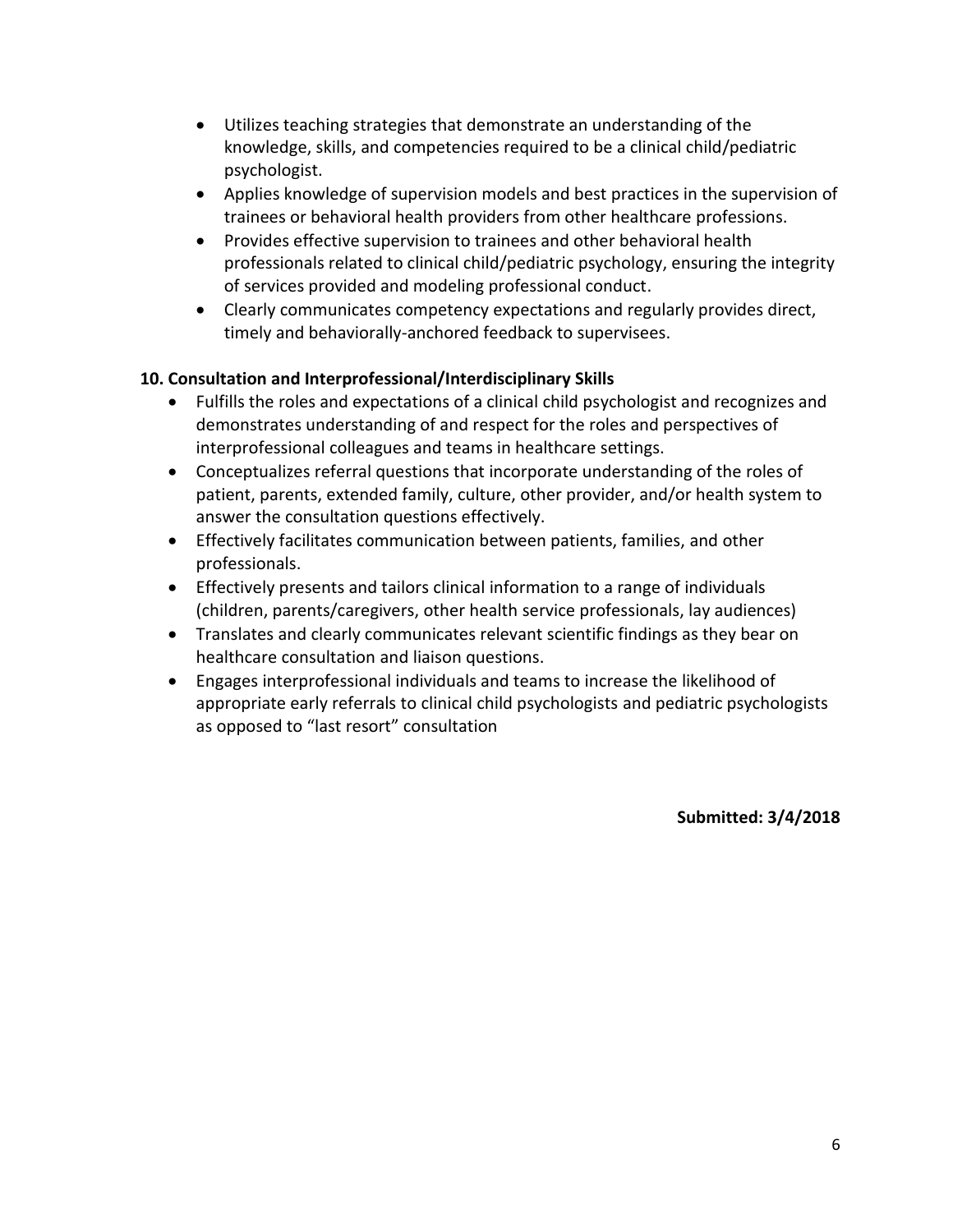- Utilizes teaching strategies that demonstrate an understanding of the knowledge, skills, and competencies required to be a clinical child/pediatric psychologist.
- Applies knowledge of supervision models and best practices in the supervision of trainees or behavioral health providers from other healthcare professions.
- Provides effective supervision to trainees and other behavioral health professionals related to clinical child/pediatric psychology, ensuring the integrity of services provided and modeling professional conduct.
- Clearly communicates competency expectations and regularly provides direct, timely and behaviorally-anchored feedback to supervisees.

**10. Consultation and Interprofessional/Interdisciplinary Skills**

- Fulfills the roles and expectations of a clinical child psychologist and recognizes and demonstrates understanding of and respect for the roles and perspectives of interprofessional colleagues and teams in healthcare settings.
- Conceptualizes referral questions that incorporate understanding of the roles of patient, parents, extended family, culture, other provider, and/or health system to answer the consultation questions effectively.
- Effectively facilitates communication between patients, families, and other professionals.
- Effectively presents and tailors clinical information to a range of individuals (children, parents/caregivers, other health service professionals, lay audiences)
- Translates and clearly communicates relevant scientific findings as they bear on healthcare consultation and liaison questions.
- Engages interprofessional individuals and teams to increase the likelihood of appropriate early referrals to clinical child psychologists and pediatric psychologists as opposed to "last resort" consultation

**Submitted: 3/4/2018**